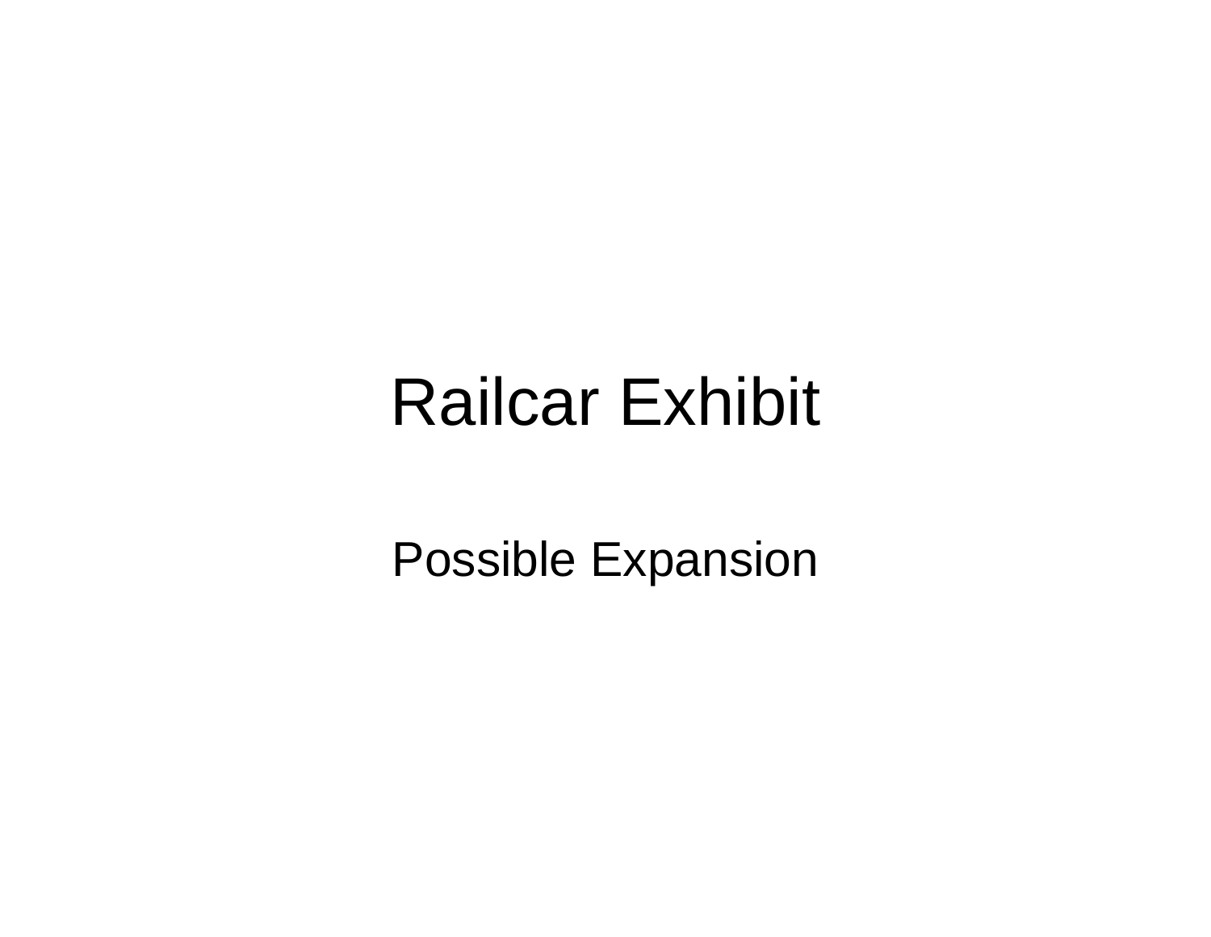# Railcar Exhibit

Possible Expansion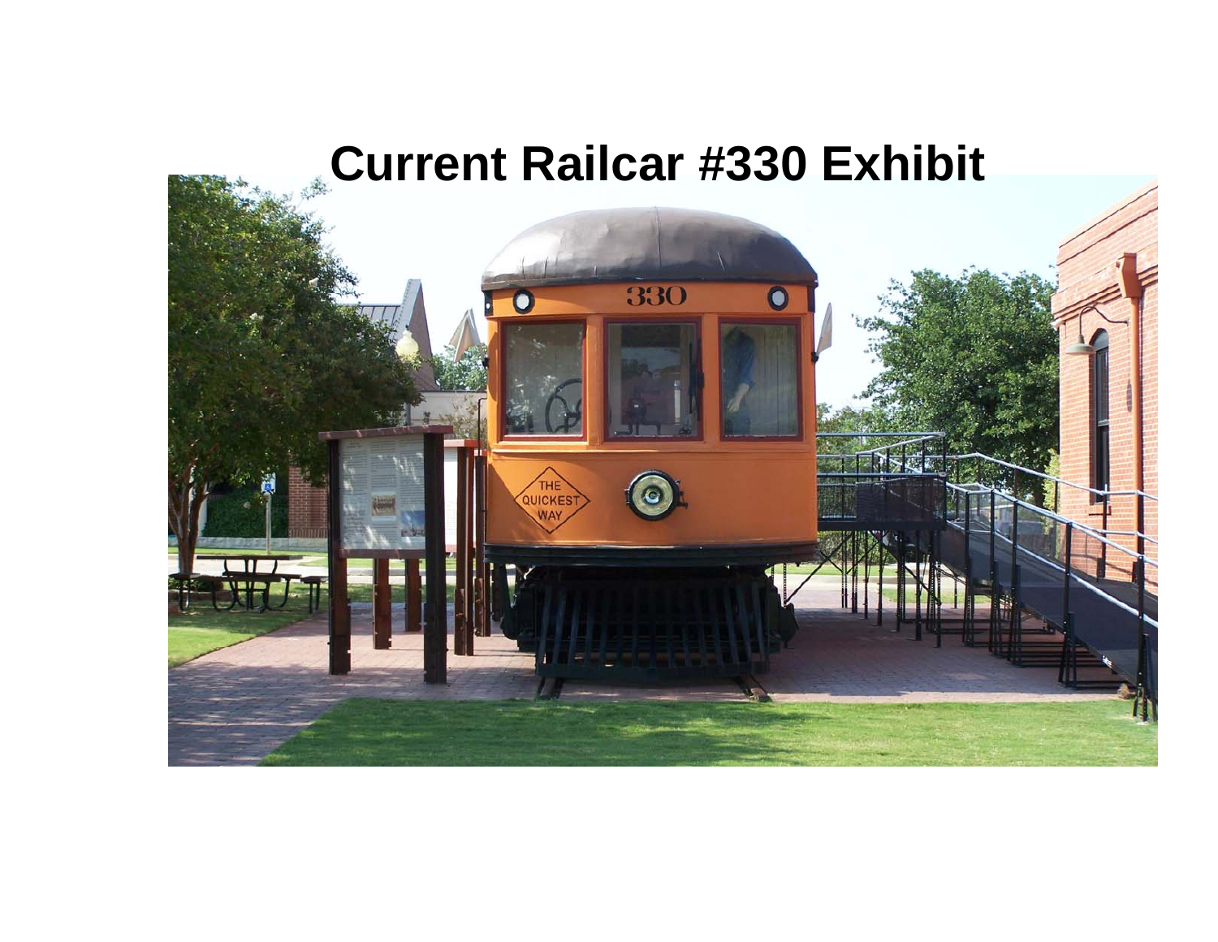# Current Railcar #330 Exhibit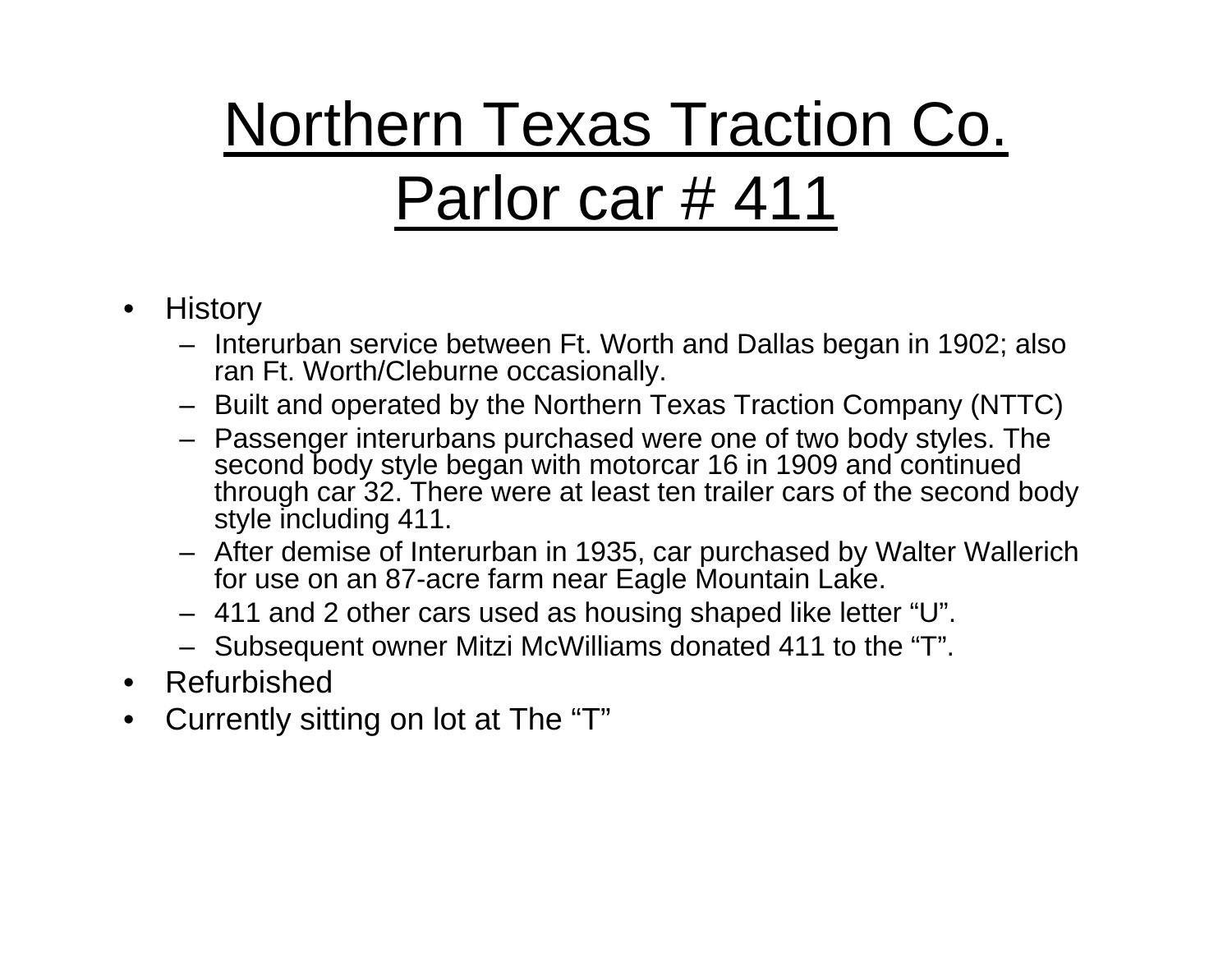# Northern Texas Traction Co. Parlor car # 411

- History
  - Interurban service between Ft. Worth and Dallas began in 1902; also ran Ft. Worth/Cleburne occasionally.
  - Built and operated by the Northern Texas Traction Company (NTTC)
  - Passenger interurbans purchased were one of two body styles. The second body style began with motorcar 16 in 1909 and continued through car 32. There were at least ten trailer cars of the second body style including 411.
  - After demise of Interurban in 1935, car purchased by Walter Wallerich for use on an 87-acre farm near Eagle Mountain Lake.
  - 411 and 2 other cars used as housing shaped like letter “U”.
  - Subsequent owner Mitzi McWilliams donated 411 to the “T”.
- Refurbished
- Currently sitting on lot at The “T”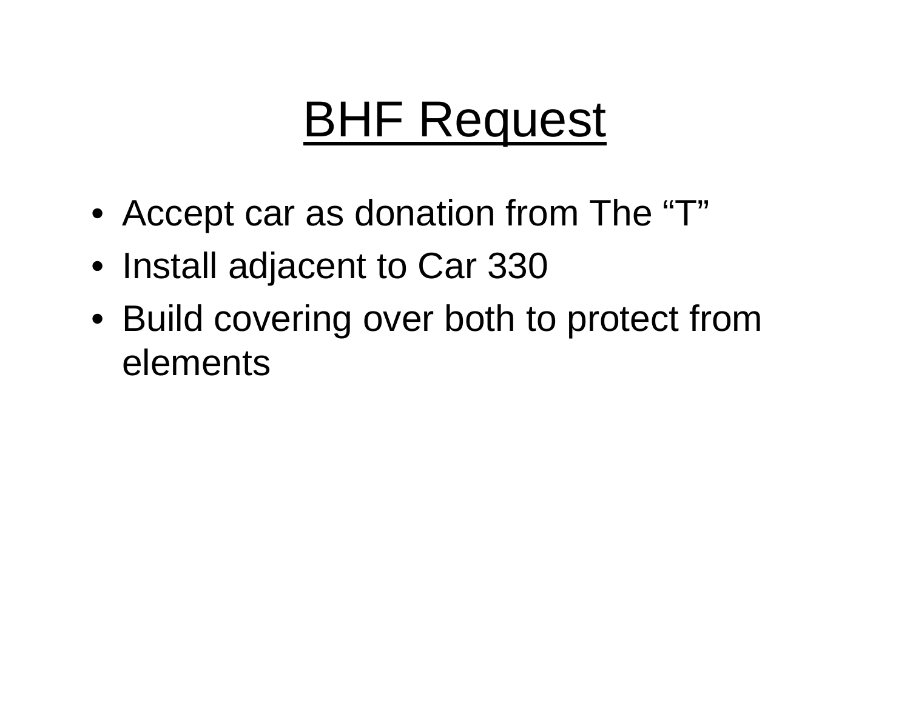# BHF Request

- Accept car as donation from The “T”
- Install adjacent to Car 330
- Build covering over both to protect from elements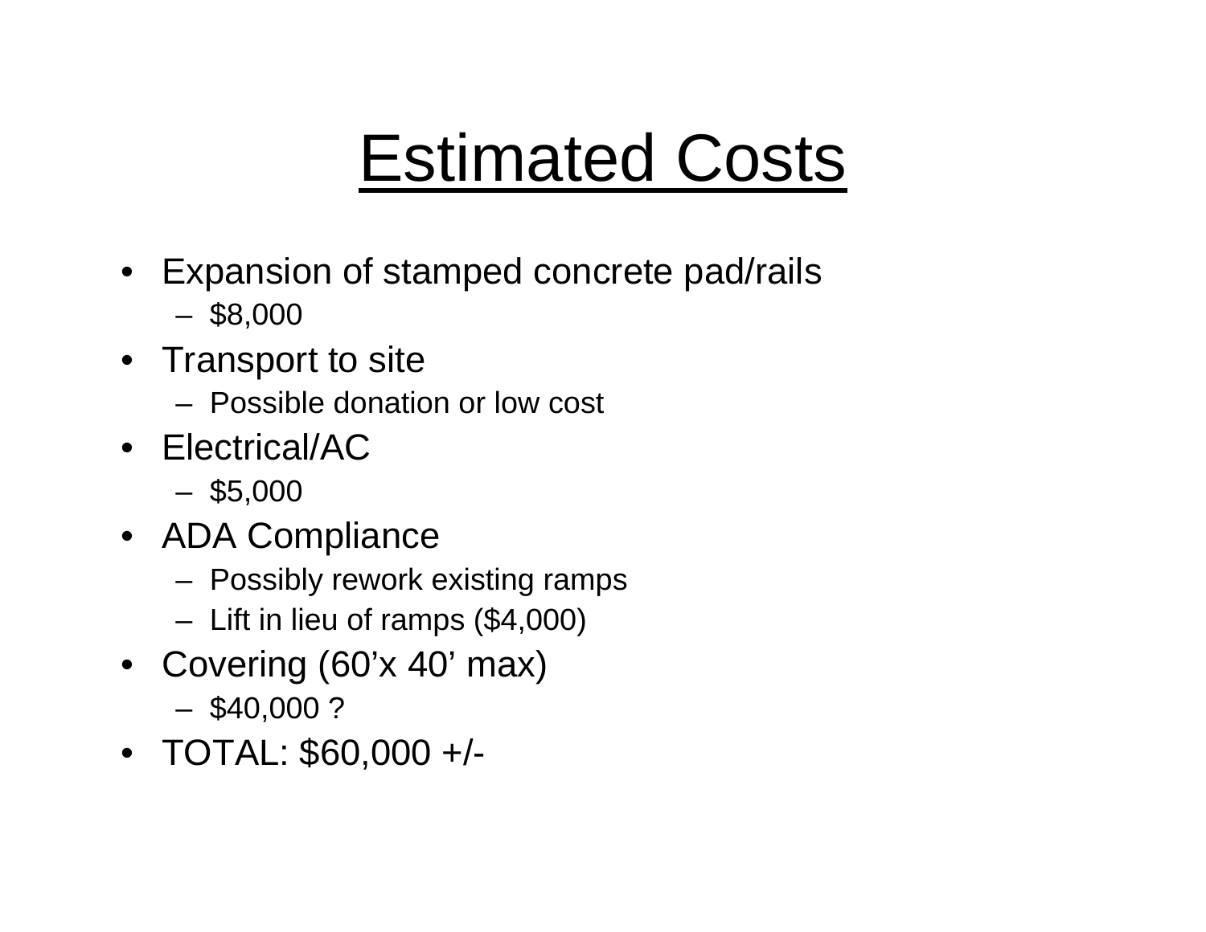# Estimated Costs

- Expansion of stamped concrete pad/rails
  - $8,000
- Transport to site
  - Possible donation or low cost
- Electrical/AC
  - $5,000
- ADA Compliance
  - Possibly rework existing ramps
  - Lift in lieu of ramps ($4,000)
- Covering (60'x 40' max)
  - $40,000 ?
- TOTAL: $60,000 +/-